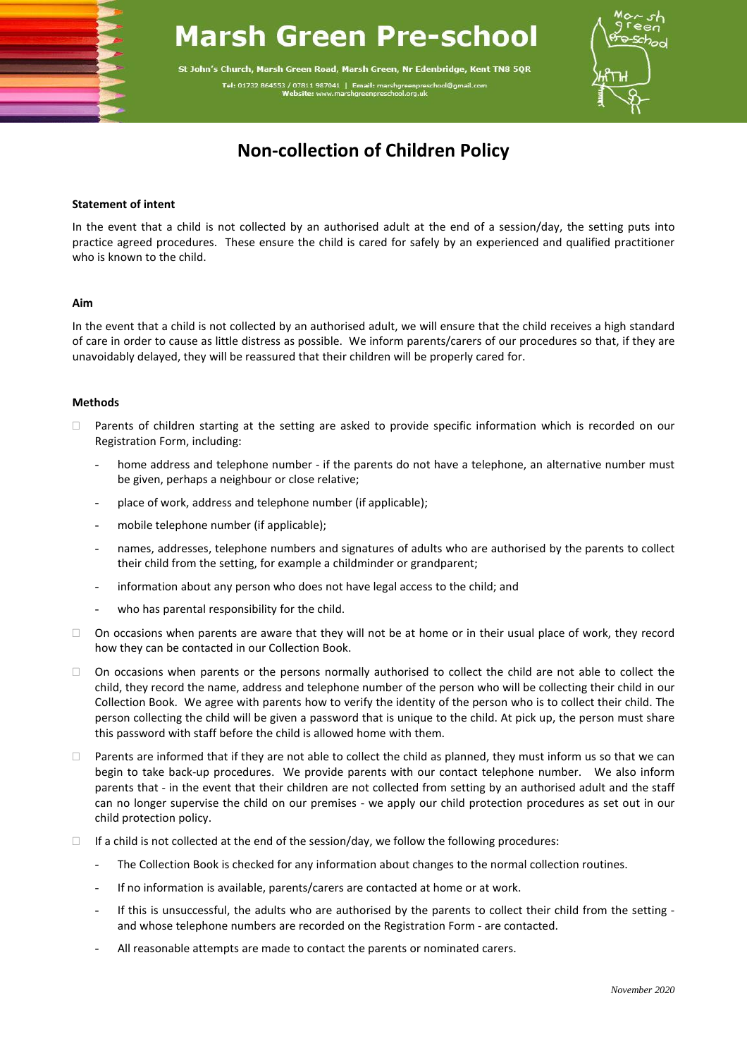# Marsh Green Pre-school

St John's Church, Marsh Green Road, Marsh Green, Nr Edenbridge, Kent TN8 5QR

Tel: 01732 864553 / 07811 987041 | Email: marshgreenpreschool@gmail.com
Website: www.marshgreenpreschool.org.uk

## Non-collection of Children Policy

**Statement of intent**

In the event that a child is not collected by an authorised adult at the end of a session/day, the setting puts into practice agreed procedures. These ensure the child is cared for safely by an experienced and qualified practitioner who is known to the child.

**Aim**

In the event that a child is not collected by an authorised adult, we will ensure that the child receives a high standard of care in order to cause as little distress as possible. We inform parents/carers of our procedures so that, if they are unavoidably delayed, they will be reassured that their children will be properly cared for.

**Methods**

- Parents of children starting at the setting are asked to provide specific information which is recorded on our Registration Form, including:
  - home address and telephone number - if the parents do not have a telephone, an alternative number must be given, perhaps a neighbour or close relative;
  - place of work, address and telephone number (if applicable);
  - mobile telephone number (if applicable);
  - names, addresses, telephone numbers and signatures of adults who are authorised by the parents to collect their child from the setting, for example a childminder or grandparent;
  - information about any person who does not have legal access to the child; and
  - who has parental responsibility for the child.
- On occasions when parents are aware that they will not be at home or in their usual place of work, they record how they can be contacted in our Collection Book.
- On occasions when parents or the persons normally authorised to collect the child are not able to collect the child, they record the name, address and telephone number of the person who will be collecting their child in our Collection Book. We agree with parents how to verify the identity of the person who is to collect their child. The person collecting the child will be given a password that is unique to the child. At pick up, the person must share this password with staff before the child is allowed home with them.
- Parents are informed that if they are not able to collect the child as planned, they must inform us so that we can begin to take back-up procedures. We provide parents with our contact telephone number. We also inform parents that - in the event that their children are not collected from setting by an authorised adult and the staff can no longer supervise the child on our premises - we apply our child protection procedures as set out in our child protection policy.
- If a child is not collected at the end of the session/day, we follow the following procedures:
  - The Collection Book is checked for any information about changes to the normal collection routines.
  - If no information is available, parents/carers are contacted at home or at work.
  - If this is unsuccessful, the adults who are authorised by the parents to collect their child from the setting - and whose telephone numbers are recorded on the Registration Form - are contacted.
  - All reasonable attempts are made to contact the parents or nominated carers.

*November 2020*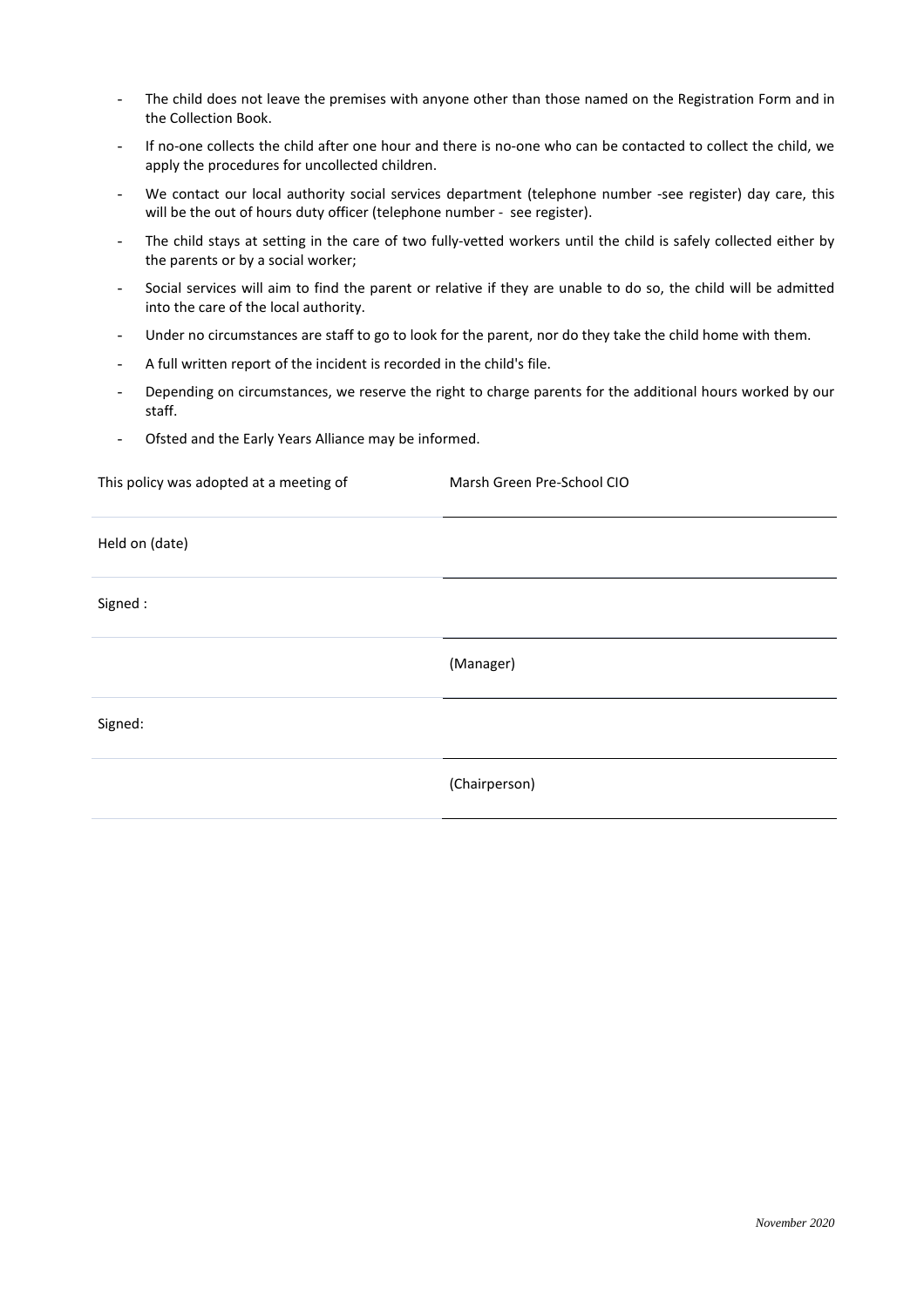- The child does not leave the premises with anyone other than those named on the Registration Form and in the Collection Book.
- If no-one collects the child after one hour and there is no-one who can be contacted to collect the child, we apply the procedures for uncollected children.
- We contact our local authority social services department (telephone number -see register) day care, this will be the out of hours duty officer (telephone number - see register).
- The child stays at setting in the care of two fully-vetted workers until the child is safely collected either by the parents or by a social worker;
- Social services will aim to find the parent or relative if they are unable to do so, the child will be admitted into the care of the local authority.
- Under no circumstances are staff to go to look for the parent, nor do they take the child home with them.
- A full written report of the incident is recorded in the child's file.
- Depending on circumstances, we reserve the right to charge parents for the additional hours worked by our staff.
- Ofsted and the Early Years Alliance may be informed.

| | |
|---|---|
| This policy was adopted at a meeting of | Marsh Green Pre-School CIO |
| Held on (date) | |
| Signed : | |
| | (Manager) |
| Signed: | |
| | (Chairperson) |

*November 2020*